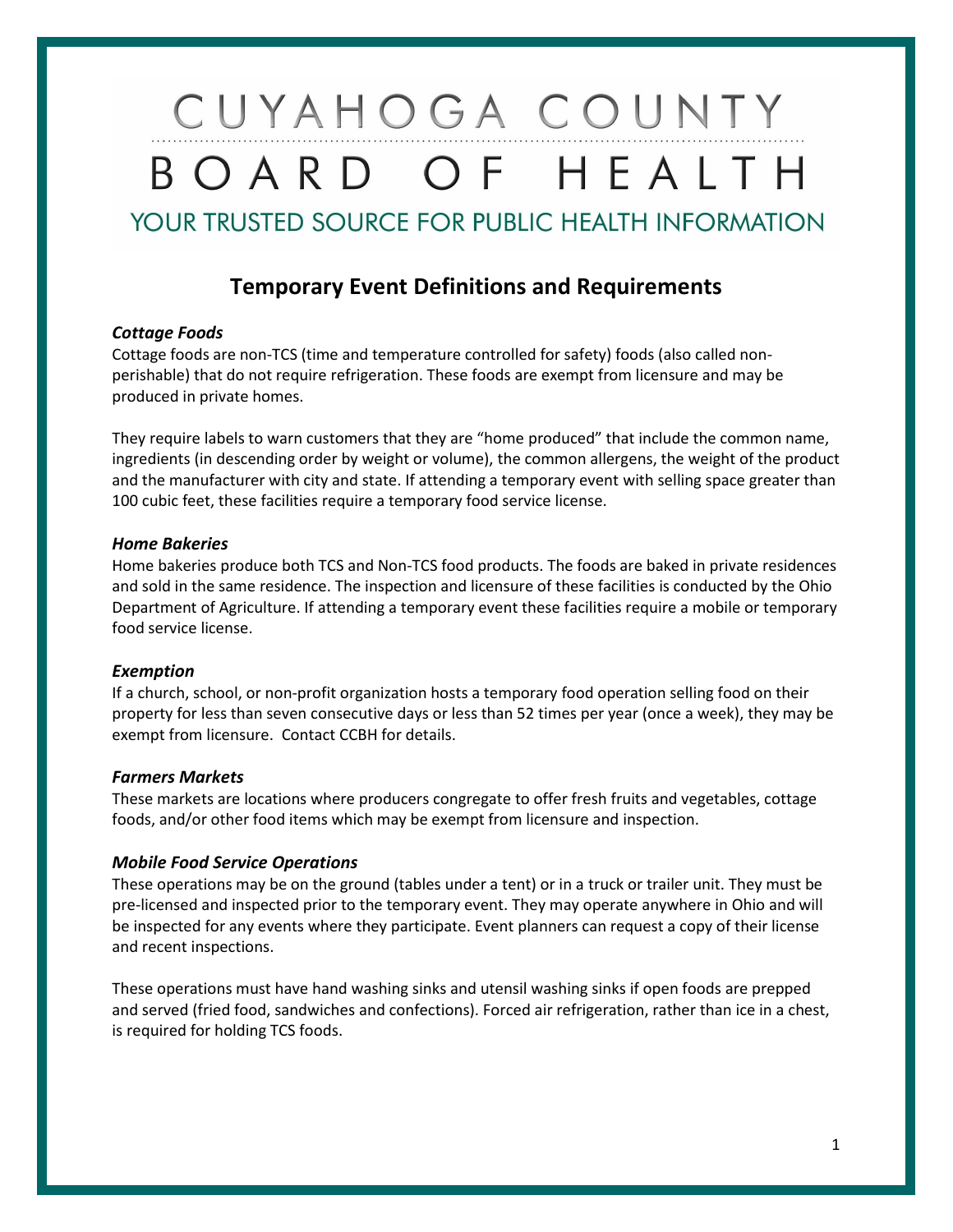# CUYAHOGA COUNTY BOARD OF HEALTH

YOUR TRUSTED SOURCE FOR PUBLIC HEALTH INFORMATION

## Temporary Event Definitions and Requirements

### *Cottage Foods*

Cottage foods are non-TCS (time and temperature controlled for safety) foods (also called non-perishable) that do not require refrigeration. These foods are exempt from licensure and may be produced in private homes.

They require labels to warn customers that they are "home produced" that include the common name, ingredients (in descending order by weight or volume), the common allergens, the weight of the product and the manufacturer with city and state. If attending a temporary event with selling space greater than 100 cubic feet, these facilities require a temporary food service license.

### *Home Bakeries*

Home bakeries produce both TCS and Non-TCS food products. The foods are baked in private residences and sold in the same residence. The inspection and licensure of these facilities is conducted by the Ohio Department of Agriculture. If attending a temporary event these facilities require a mobile or temporary food service license.

### *Exemption*

If a church, school, or non-profit organization hosts a temporary food operation selling food on their property for less than seven consecutive days or less than 52 times per year (once a week), they may be exempt from licensure. Contact CCBH for details.

### *Farmers Markets*

These markets are locations where producers congregate to offer fresh fruits and vegetables, cottage foods, and/or other food items which may be exempt from licensure and inspection.

### *Mobile Food Service Operations*

These operations may be on the ground (tables under a tent) or in a truck or trailer unit. They must be pre-licensed and inspected prior to the temporary event. They may operate anywhere in Ohio and will be inspected for any events where they participate. Event planners can request a copy of their license and recent inspections.

These operations must have hand washing sinks and utensil washing sinks if open foods are prepped and served (fried food, sandwiches and confections). Forced air refrigeration, rather than ice in a chest, is required for holding TCS foods.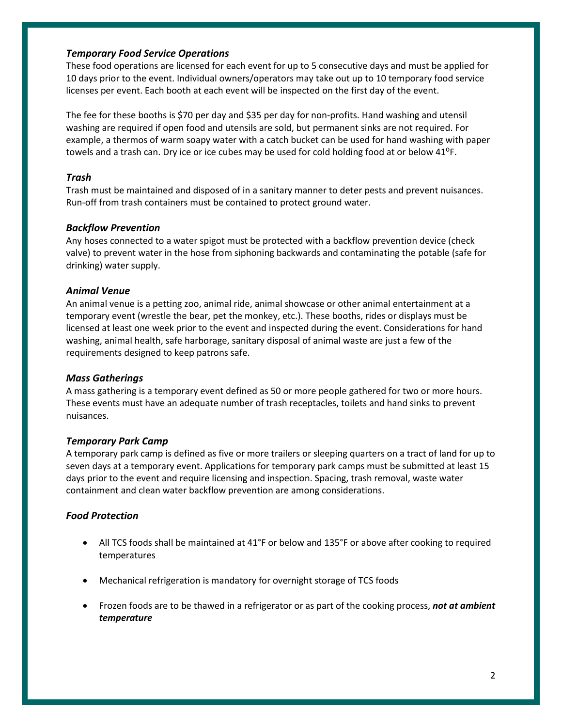### *Temporary Food Service Operations*

These food operations are licensed for each event for up to 5 consecutive days and must be applied for 10 days prior to the event. Individual owners/operators may take out up to 10 temporary food service licenses per event. Each booth at each event will be inspected on the first day of the event.

The fee for these booths is $70 per day and $35 per day for non-profits. Hand washing and utensil washing are required if open food and utensils are sold, but permanent sinks are not required. For example, a thermos of warm soapy water with a catch bucket can be used for hand washing with paper towels and a trash can. Dry ice or ice cubes may be used for cold holding food at or below 41°F.

### *Trash*

Trash must be maintained and disposed of in a sanitary manner to deter pests and prevent nuisances. Run-off from trash containers must be contained to protect ground water.

### *Backflow Prevention*

Any hoses connected to a water spigot must be protected with a backflow prevention device (check valve) to prevent water in the hose from siphoning backwards and contaminating the potable (safe for drinking) water supply.

### *Animal Venue*

An animal venue is a petting zoo, animal ride, animal showcase or other animal entertainment at a temporary event (wrestle the bear, pet the monkey, etc.). These booths, rides or displays must be licensed at least one week prior to the event and inspected during the event. Considerations for hand washing, animal health, safe harborage, sanitary disposal of animal waste are just a few of the requirements designed to keep patrons safe.

### *Mass Gatherings*

A mass gathering is a temporary event defined as 50 or more people gathered for two or more hours. These events must have an adequate number of trash receptacles, toilets and hand sinks to prevent nuisances.

### *Temporary Park Camp*

A temporary park camp is defined as five or more trailers or sleeping quarters on a tract of land for up to seven days at a temporary event. Applications for temporary park camps must be submitted at least 15 days prior to the event and require licensing and inspection. Spacing, trash removal, waste water containment and clean water backflow prevention are among considerations.

### *Food Protection*

- All TCS foods shall be maintained at 41°F or below and 135°F or above after cooking to required temperatures
- Mechanical refrigeration is mandatory for overnight storage of TCS foods
- Frozen foods are to be thawed in a refrigerator or as part of the cooking process, ***not at ambient temperature***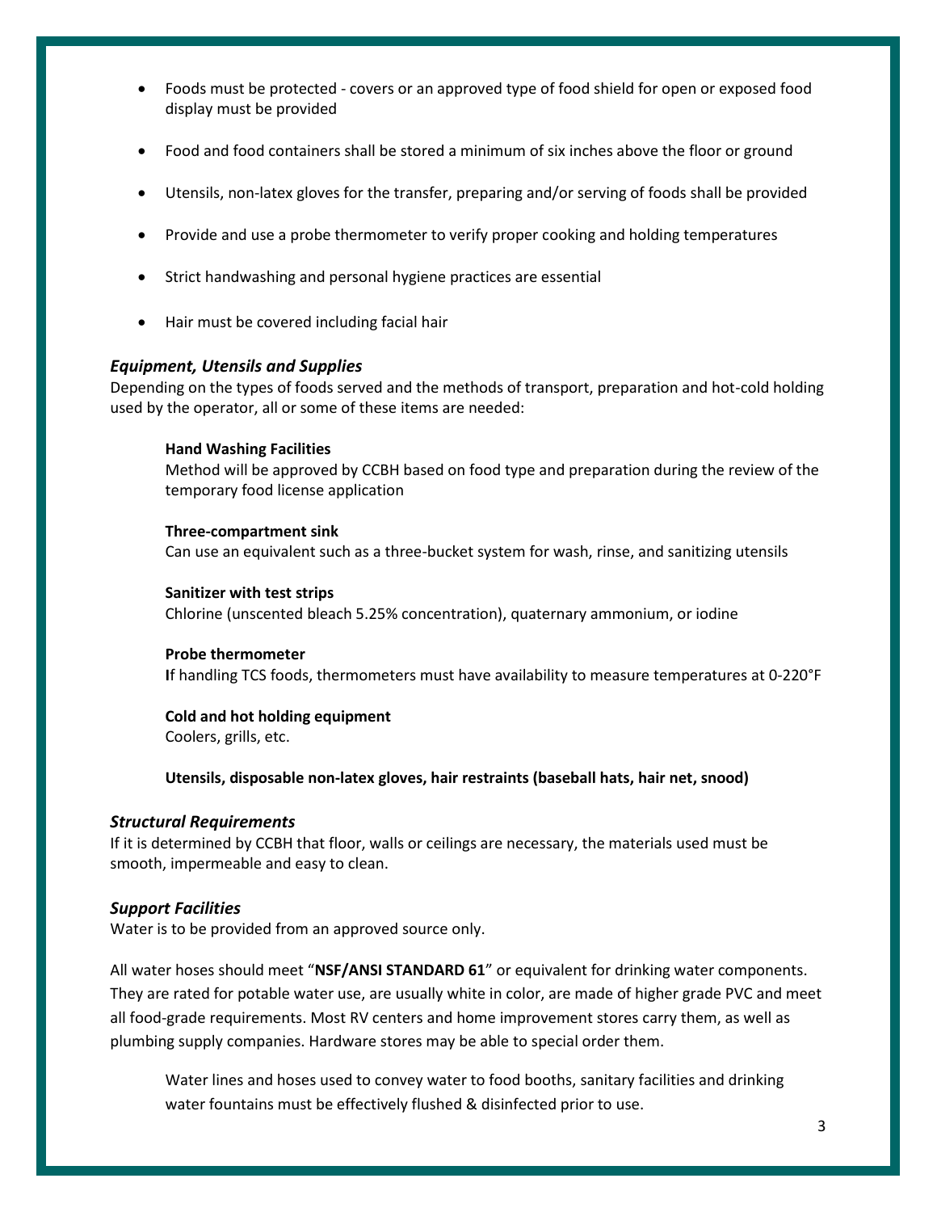- Foods must be protected - covers or an approved type of food shield for open or exposed food display must be provided
- Food and food containers shall be stored a minimum of six inches above the floor or ground
- Utensils, non-latex gloves for the transfer, preparing and/or serving of foods shall be provided
- Provide and use a probe thermometer to verify proper cooking and holding temperatures
- Strict handwashing and personal hygiene practices are essential
- Hair must be covered including facial hair

### *Equipment, Utensils and Supplies*

Depending on the types of foods served and the methods of transport, preparation and hot-cold holding used by the operator, all or some of these items are needed:

**Hand Washing Facilities**
Method will be approved by CCBH based on food type and preparation during the review of the temporary food license application

**Three-compartment sink**
Can use an equivalent such as a three-bucket system for wash, rinse, and sanitizing utensils

**Sanitizer with test strips**
Chlorine (unscented bleach 5.25% concentration), quaternary ammonium, or iodine

**Probe thermometer**
**I**f handling TCS foods, thermometers must have availability to measure temperatures at 0-220°F

**Cold and hot holding equipment**
Coolers, grills, etc.

**Utensils, disposable non-latex gloves, hair restraints (baseball hats, hair net, snood)**

### *Structural Requirements*

If it is determined by CCBH that floor, walls or ceilings are necessary, the materials used must be smooth, impermeable and easy to clean.

### *Support Facilities*

Water is to be provided from an approved source only.

All water hoses should meet "**NSF/ANSI STANDARD 61**" or equivalent for drinking water components. They are rated for potable water use, are usually white in color, are made of higher grade PVC and meet all food-grade requirements. Most RV centers and home improvement stores carry them, as well as plumbing supply companies. Hardware stores may be able to special order them.

Water lines and hoses used to convey water to food booths, sanitary facilities and drinking water fountains must be effectively flushed & disinfected prior to use.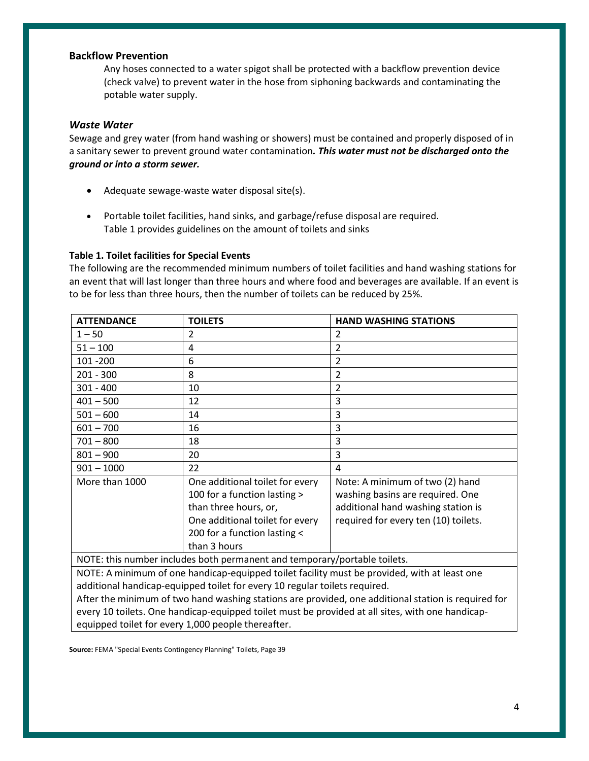### Backflow Prevention

Any hoses connected to a water spigot shall be protected with a backflow prevention device (check valve) to prevent water in the hose from siphoning backwards and contaminating the potable water supply.

### *Waste Water*

Sewage and grey water (from hand washing or showers) must be contained and properly disposed of in a sanitary sewer to prevent ground water contamination***. This water must not be discharged onto the ground or into a storm sewer.***

- Adequate sewage-waste water disposal site(s).
- Portable toilet facilities, hand sinks, and garbage/refuse disposal are required. Table 1 provides guidelines on the amount of toilets and sinks

**Table 1. Toilet facilities for Special Events**

The following are the recommended minimum numbers of toilet facilities and hand washing stations for an event that will last longer than three hours and where food and beverages are available. If an event is to be for less than three hours, then the number of toilets can be reduced by 25%.

| ATTENDANCE | TOILETS | HAND WASHING STATIONS |
|---|---|---|
| 1 – 50 | 2 | 2 |
| 51 – 100 | 4 | 2 |
| 101 -200 | 6 | 2 |
| 201 - 300 | 8 | 2 |
| 301 - 400 | 10 | 2 |
| 401 – 500 | 12 | 3 |
| 501 – 600 | 14 | 3 |
| 601 – 700 | 16 | 3 |
| 701 – 800 | 18 | 3 |
| 801 – 900 | 20 | 3 |
| 901 – 1000 | 22 | 4 |
| More than 1000 | One additional toilet for every 100 for a function lasting > than three hours, or, One additional toilet for every 200 for a function lasting < than 3 hours | Note: A minimum of two (2) hand washing basins are required. One additional hand washing station is required for every ten (10) toilets. |
| NOTE: this number includes both permanent and temporary/portable toilets. | | |
| NOTE: A minimum of one handicap-equipped toilet facility must be provided, with at least one additional handicap-equipped toilet for every 10 regular toilets required. After the minimum of two hand washing stations are provided, one additional station is required for every 10 toilets. One handicap-equipped toilet must be provided at all sites, with one handicap-equipped toilet for every 1,000 people thereafter. | | |

**Source:** FEMA "Special Events Contingency Planning" Toilets, Page 39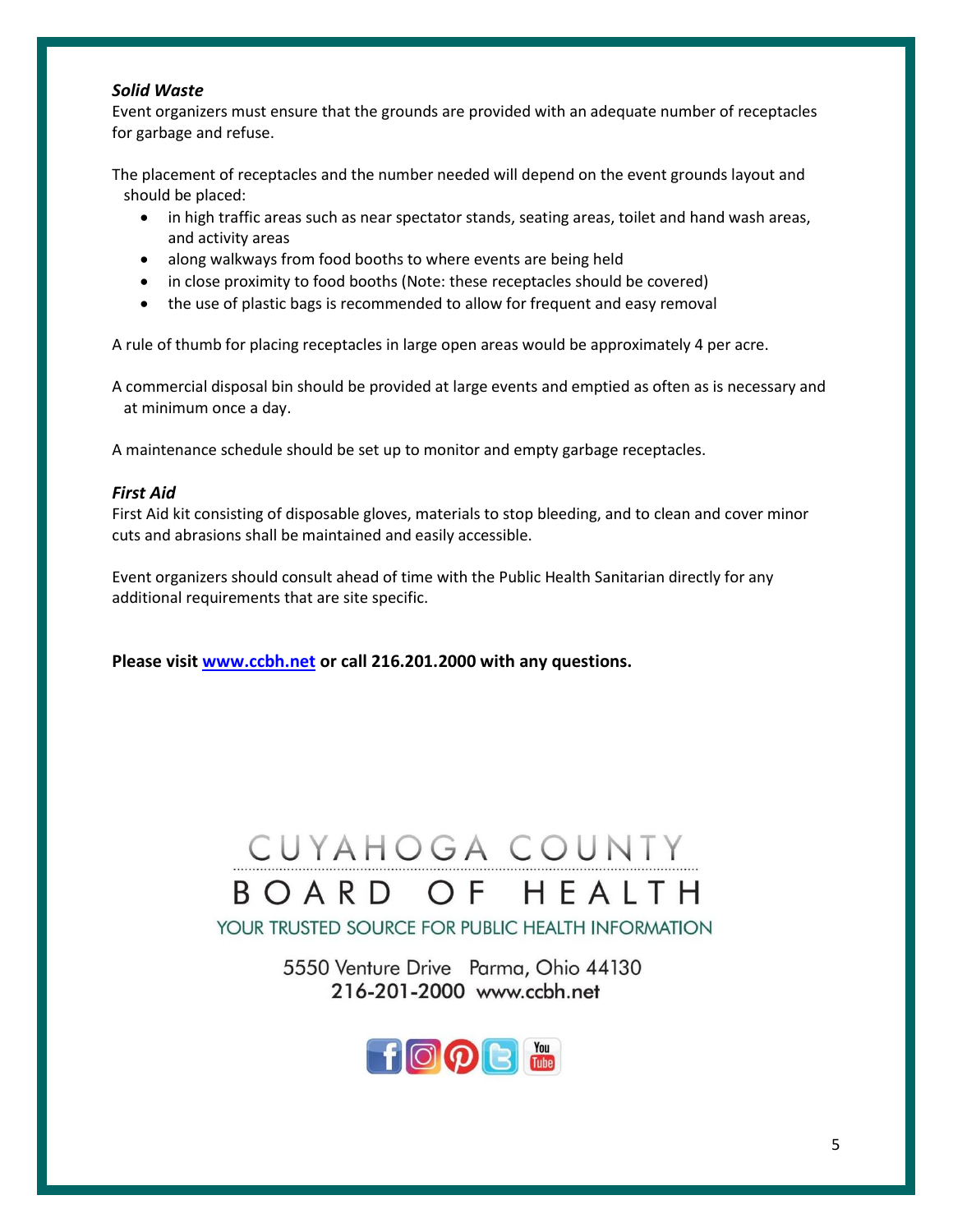***Solid Waste***

Event organizers must ensure that the grounds are provided with an adequate number of receptacles for garbage and refuse.

The placement of receptacles and the number needed will depend on the event grounds layout and should be placed:

- in high traffic areas such as near spectator stands, seating areas, toilet and hand wash areas, and activity areas
- along walkways from food booths to where events are being held
- in close proximity to food booths (Note: these receptacles should be covered)
- the use of plastic bags is recommended to allow for frequent and easy removal

A rule of thumb for placing receptacles in large open areas would be approximately 4 per acre.

A commercial disposal bin should be provided at large events and emptied as often as is necessary and at minimum once a day.

A maintenance schedule should be set up to monitor and empty garbage receptacles.

***First Aid***

First Aid kit consisting of disposable gloves, materials to stop bleeding, and to clean and cover minor cuts and abrasions shall be maintained and easily accessible.

Event organizers should consult ahead of time with the Public Health Sanitarian directly for any additional requirements that are site specific.

**Please visit [www.ccbh.net](http://www.ccbh.net) or call 216.201.2000 with any questions.**

CUYAHOGA COUNTY
BOARD OF HEALTH
YOUR TRUSTED SOURCE FOR PUBLIC HEALTH INFORMATION

5550 Venture Drive Parma, Ohio 44130
216-201-2000 www.ccbh.net